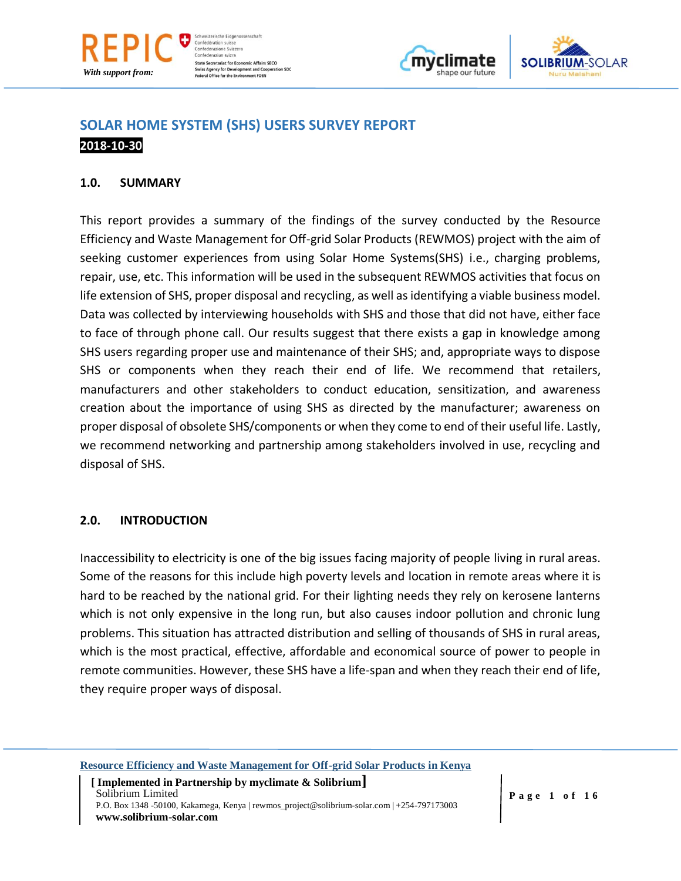# SOLAR HOME SYSTEM (SHS) USERS SURVEY REPORT

**2018-10-30**

## 1.0. SUMMARY

This report provides a summary of the findings of the survey conducted by the Resource Efficiency and Waste Management for Off-grid Solar Products (REWMOS) project with the aim of seeking customer experiences from using Solar Home Systems(SHS) i.e., charging problems, repair, use, etc. This information will be used in the subsequent REWMOS activities that focus on life extension of SHS, proper disposal and recycling, as well as identifying a viable business model. Data was collected by interviewing households with SHS and those that did not have, either face to face of through phone call. Our results suggest that there exists a gap in knowledge among SHS users regarding proper use and maintenance of their SHS; and, appropriate ways to dispose SHS or components when they reach their end of life. We recommend that retailers, manufacturers and other stakeholders to conduct education, sensitization, and awareness creation about the importance of using SHS as directed by the manufacturer; awareness on proper disposal of obsolete SHS/components or when they come to end of their useful life. Lastly, we recommend networking and partnership among stakeholders involved in use, recycling and disposal of SHS.

## 2.0. INTRODUCTION

Inaccessibility to electricity is one of the big issues facing majority of people living in rural areas. Some of the reasons for this include high poverty levels and location in remote areas where it is hard to be reached by the national grid. For their lighting needs they rely on kerosene lanterns which is not only expensive in the long run, but also causes indoor pollution and chronic lung problems. This situation has attracted distribution and selling of thousands of SHS in rural areas, which is the most practical, effective, affordable and economical source of power to people in remote communities. However, these SHS have a life-span and when they reach their end of life, they require proper ways of disposal.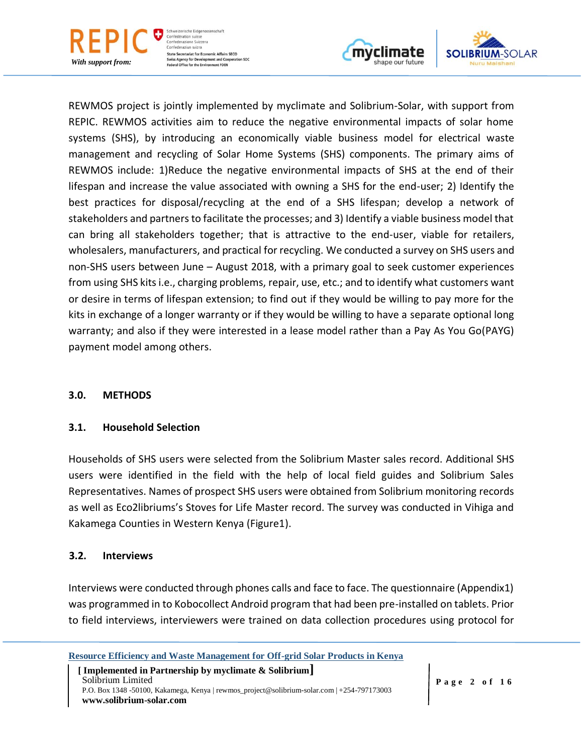REWMOS project is jointly implemented by myclimate and Solibrium-Solar, with support from REPIC. REWMOS activities aim to reduce the negative environmental impacts of solar home systems (SHS), by introducing an economically viable business model for electrical waste management and recycling of Solar Home Systems (SHS) components. The primary aims of REWMOS include: 1)Reduce the negative environmental impacts of SHS at the end of their lifespan and increase the value associated with owning a SHS for the end-user; 2) Identify the best practices for disposal/recycling at the end of a SHS lifespan; develop a network of stakeholders and partners to facilitate the processes; and 3) Identify a viable business model that can bring all stakeholders together; that is attractive to the end-user, viable for retailers, wholesalers, manufacturers, and practical for recycling. We conducted a survey on SHS users and non-SHS users between June – August 2018, with a primary goal to seek customer experiences from using SHS kits i.e., charging problems, repair, use, etc.; and to identify what customers want or desire in terms of lifespan extension; to find out if they would be willing to pay more for the kits in exchange of a longer warranty or if they would be willing to have a separate optional long warranty; and also if they were interested in a lease model rather than a Pay As You Go(PAYG) payment model among others.

## 3.0. METHODS

### 3.1. Household Selection

Households of SHS users were selected from the Solibrium Master sales record. Additional SHS users were identified in the field with the help of local field guides and Solibrium Sales Representatives. Names of prospect SHS users were obtained from Solibrium monitoring records as well as Eco2libriums's Stoves for Life Master record. The survey was conducted in Vihiga and Kakamega Counties in Western Kenya (Figure1).

### 3.2. Interviews

Interviews were conducted through phones calls and face to face. The questionnaire (Appendix1) was programmed in to Kobocollect Android program that had been pre-installed on tablets. Prior to field interviews, interviewers were trained on data collection procedures using protocol for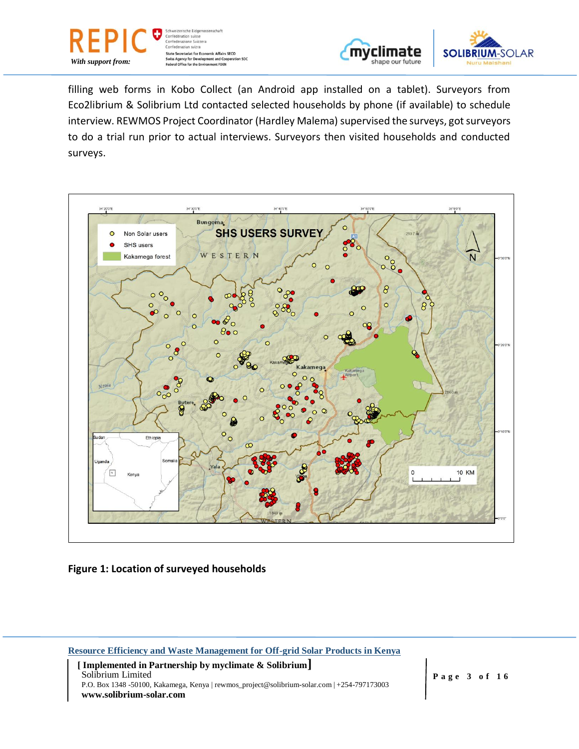filling web forms in Kobo Collect (an Android app installed on a tablet). Surveyors from Eco2librium & Solibrium Ltd contacted selected households by phone (if available) to schedule interview. REWMOS Project Coordinator (Hardley Malema) supervised the surveys, got surveyors to do a trial run prior to actual interviews. Surveyors then visited households and conducted surveys.

**Figure 1: Location of surveyed households**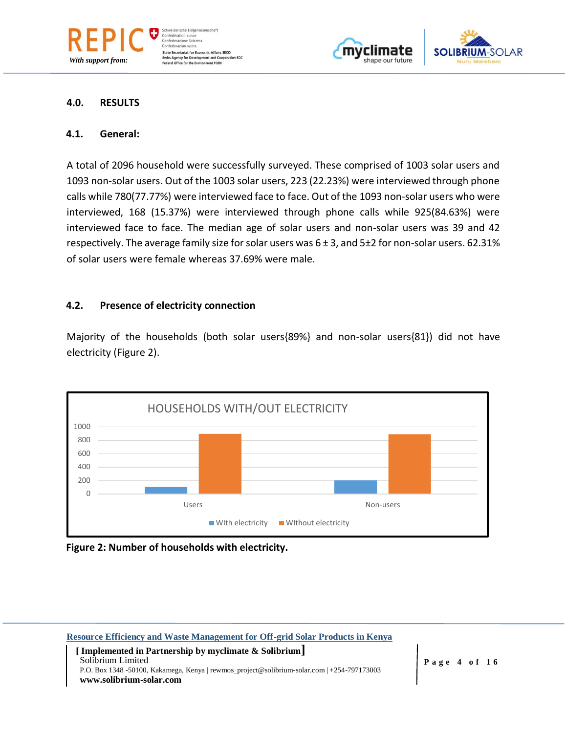## 4.0. RESULTS

### 4.1. General:

A total of 2096 household were successfully surveyed. These comprised of 1003 solar users and 1093 non-solar users. Out of the 1003 solar users, 223 (22.23%) were interviewed through phone calls while 780(77.77%) were interviewed face to face. Out of the 1093 non-solar users who were interviewed, 168 (15.37%) were interviewed through phone calls while 925(84.63%) were interviewed face to face. The median age of solar users and non-solar users was 39 and 42 respectively. The average family size for solar users was 6 ± 3, and 5±2 for non-solar users. 62.31% of solar users were female whereas 37.69% were male.

### 4.2. Presence of electricity connection

Majority of the households (both solar users{89%} and non-solar users{81}) did not have electricity (Figure 2).

**Figure 2: Number of households with electricity.**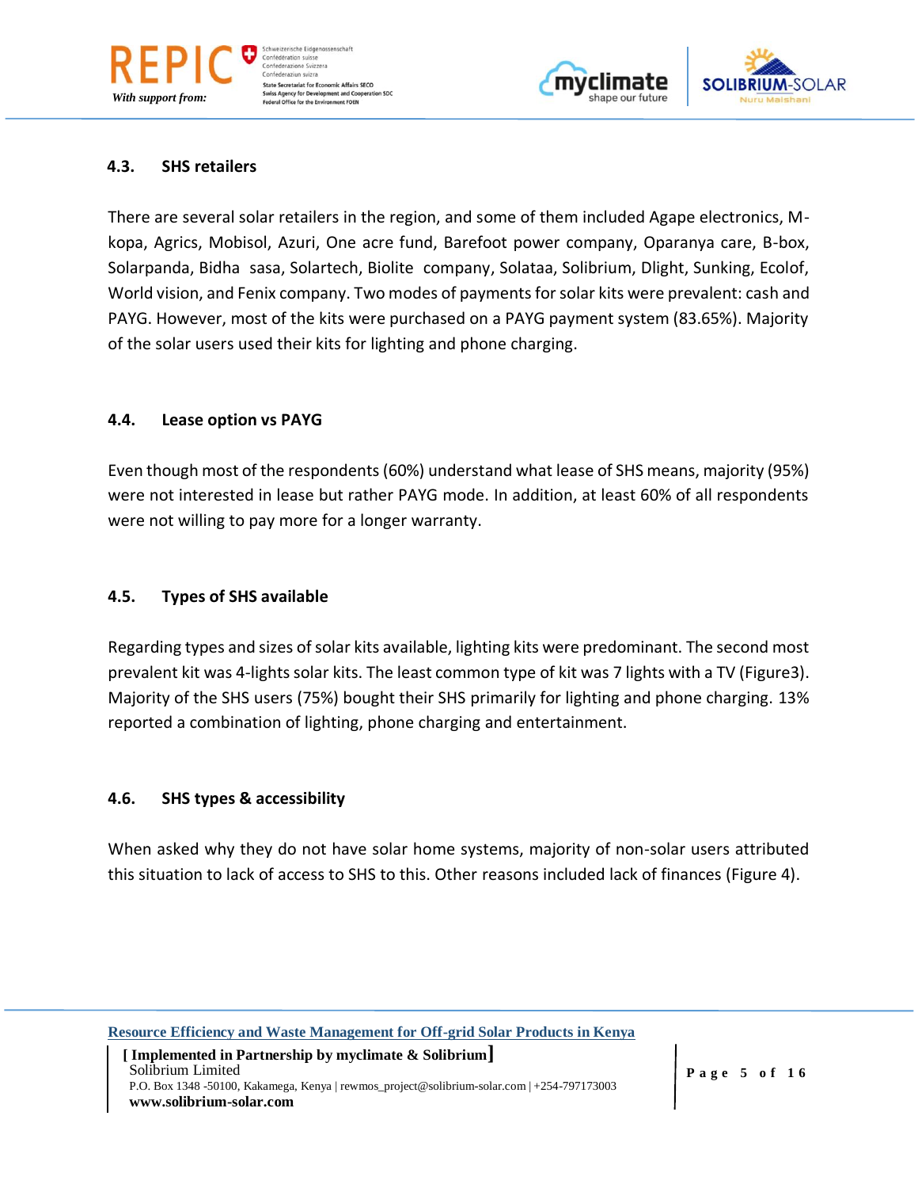### 4.3. SHS retailers

There are several solar retailers in the region, and some of them included Agape electronics, M-kopa, Agrics, Mobisol, Azuri, One acre fund, Barefoot power company, Oparanya care, B-box, Solarpanda, Bidha sasa, Solartech, Biolite company, Solataa, Solibrium, Dlight, Sunking, Ecolof, World vision, and Fenix company. Two modes of payments for solar kits were prevalent: cash and PAYG. However, most of the kits were purchased on a PAYG payment system (83.65%). Majority of the solar users used their kits for lighting and phone charging.

### 4.4. Lease option vs PAYG

Even though most of the respondents (60%) understand what lease of SHS means, majority (95%) were not interested in lease but rather PAYG mode. In addition, at least 60% of all respondents were not willing to pay more for a longer warranty.

### 4.5. Types of SHS available

Regarding types and sizes of solar kits available, lighting kits were predominant. The second most prevalent kit was 4-lights solar kits. The least common type of kit was 7 lights with a TV (Figure3). Majority of the SHS users (75%) bought their SHS primarily for lighting and phone charging. 13% reported a combination of lighting, phone charging and entertainment.

### 4.6. SHS types & accessibility

When asked why they do not have solar home systems, majority of non-solar users attributed this situation to lack of access to SHS to this. Other reasons included lack of finances (Figure 4).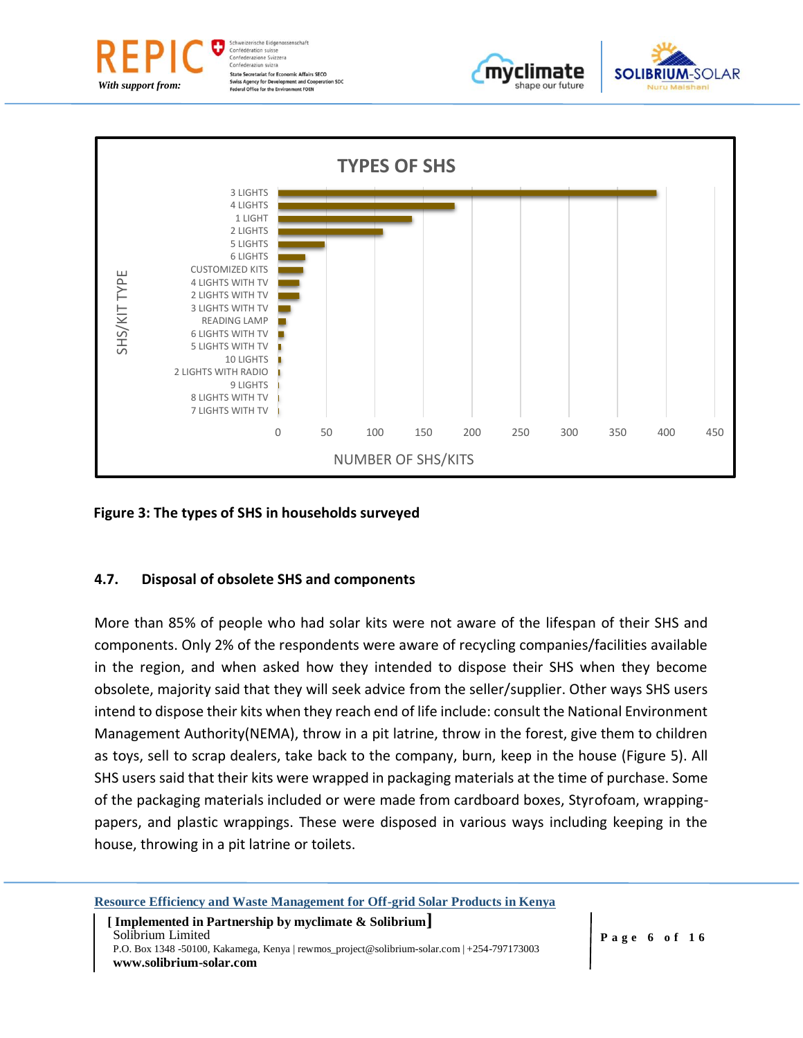**Figure 3: The types of SHS in households surveyed**

### 4.7. Disposal of obsolete SHS and components

More than 85% of people who had solar kits were not aware of the lifespan of their SHS and components. Only 2% of the respondents were aware of recycling companies/facilities available in the region, and when asked how they intended to dispose their SHS when they become obsolete, majority said that they will seek advice from the seller/supplier. Other ways SHS users intend to dispose their kits when they reach end of life include: consult the National Environment Management Authority(NEMA), throw in a pit latrine, throw in the forest, give them to children as toys, sell to scrap dealers, take back to the company, burn, keep in the house (Figure 5). All SHS users said that their kits were wrapped in packaging materials at the time of purchase. Some of the packaging materials included or were made from cardboard boxes, Styrofoam, wrapping-papers, and plastic wrappings. These were disposed in various ways including keeping in the house, throwing in a pit latrine or toilets.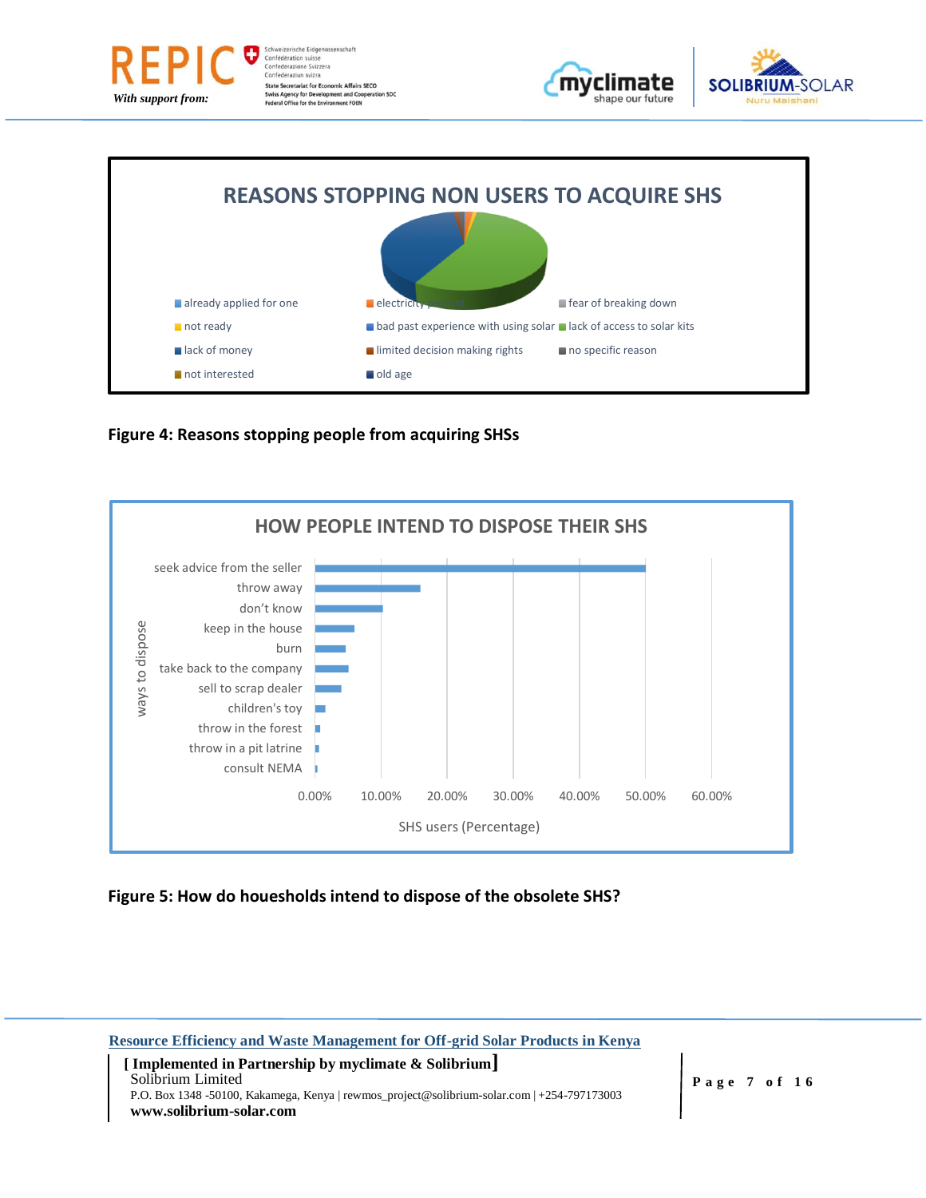**REASONS STOPPING NON USERS TO ACQUIRE SHS**

- already applied for one
- electricity
- fear of breaking down
- not ready
- bad past experience with using solar
- lack of access to solar kits
- lack of money
- limited decision making rights
- no specific reason
- not interested
- old age

**Figure 4: Reasons stopping people from acquiring SHSs**

**HOW PEOPLE INTEND TO DISPOSE THEIR SHS**

ways to dispose: seek advice from the seller, throw away, don't know, keep in the house, burn, take back to the company, sell to scrap dealer, children's toy, throw in the forest, throw in a pit latrine, consult NEMA

SHS users (Percentage): 0.00%, 10.00%, 20.00%, 30.00%, 40.00%, 50.00%, 60.00%

**Figure 5: How do houesholds intend to dispose of the obsolete SHS?**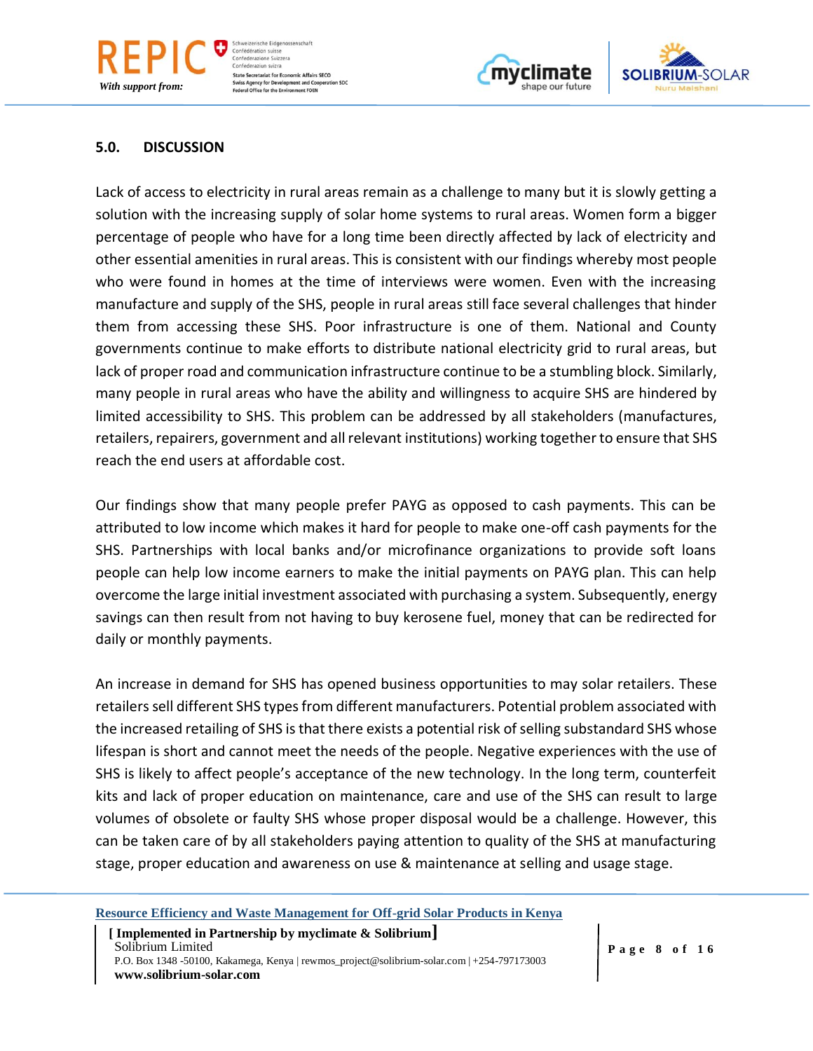## 5.0. DISCUSSION

Lack of access to electricity in rural areas remain as a challenge to many but it is slowly getting a solution with the increasing supply of solar home systems to rural areas. Women form a bigger percentage of people who have for a long time been directly affected by lack of electricity and other essential amenities in rural areas. This is consistent with our findings whereby most people who were found in homes at the time of interviews were women. Even with the increasing manufacture and supply of the SHS, people in rural areas still face several challenges that hinder them from accessing these SHS. Poor infrastructure is one of them. National and County governments continue to make efforts to distribute national electricity grid to rural areas, but lack of proper road and communication infrastructure continue to be a stumbling block. Similarly, many people in rural areas who have the ability and willingness to acquire SHS are hindered by limited accessibility to SHS. This problem can be addressed by all stakeholders (manufactures, retailers, repairers, government and all relevant institutions) working together to ensure that SHS reach the end users at affordable cost.

Our findings show that many people prefer PAYG as opposed to cash payments. This can be attributed to low income which makes it hard for people to make one-off cash payments for the SHS. Partnerships with local banks and/or microfinance organizations to provide soft loans people can help low income earners to make the initial payments on PAYG plan. This can help overcome the large initial investment associated with purchasing a system. Subsequently, energy savings can then result from not having to buy kerosene fuel, money that can be redirected for daily or monthly payments.

An increase in demand for SHS has opened business opportunities to may solar retailers. These retailers sell different SHS types from different manufacturers. Potential problem associated with the increased retailing of SHS is that there exists a potential risk of selling substandard SHS whose lifespan is short and cannot meet the needs of the people. Negative experiences with the use of SHS is likely to affect people's acceptance of the new technology. In the long term, counterfeit kits and lack of proper education on maintenance, care and use of the SHS can result to large volumes of obsolete or faulty SHS whose proper disposal would be a challenge. However, this can be taken care of by all stakeholders paying attention to quality of the SHS at manufacturing stage, proper education and awareness on use & maintenance at selling and usage stage.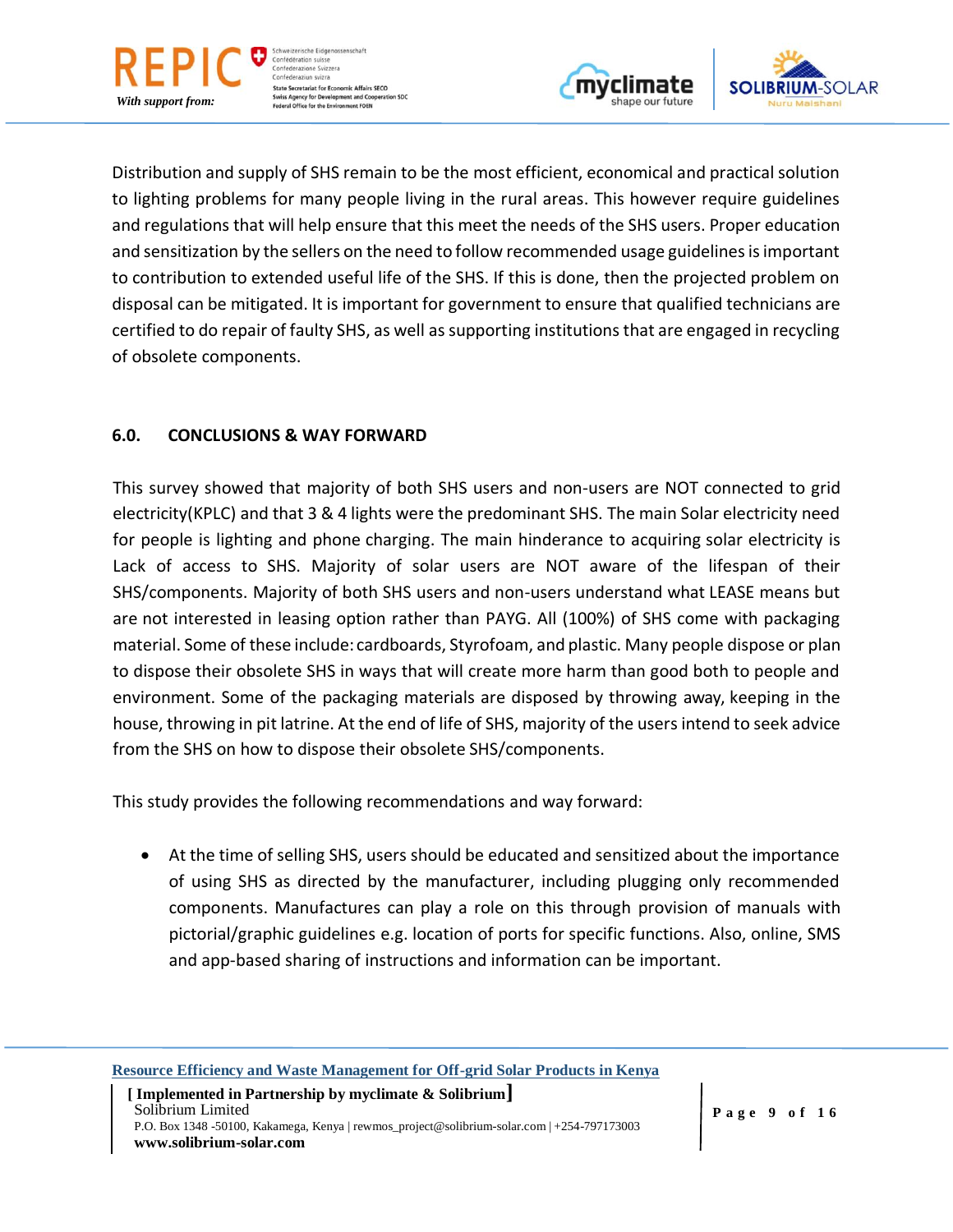Distribution and supply of SHS remain to be the most efficient, economical and practical solution to lighting problems for many people living in the rural areas. This however require guidelines and regulations that will help ensure that this meet the needs of the SHS users. Proper education and sensitization by the sellers on the need to follow recommended usage guidelines is important to contribution to extended useful life of the SHS. If this is done, then the projected problem on disposal can be mitigated. It is important for government to ensure that qualified technicians are certified to do repair of faulty SHS, as well as supporting institutions that are engaged in recycling of obsolete components.

## 6.0. CONCLUSIONS & WAY FORWARD

This survey showed that majority of both SHS users and non-users are NOT connected to grid electricity(KPLC) and that 3 & 4 lights were the predominant SHS. The main Solar electricity need for people is lighting and phone charging. The main hinderance to acquiring solar electricity is Lack of access to SHS. Majority of solar users are NOT aware of the lifespan of their SHS/components. Majority of both SHS users and non-users understand what LEASE means but are not interested in leasing option rather than PAYG. All (100%) of SHS come with packaging material. Some of these include: cardboards, Styrofoam, and plastic. Many people dispose or plan to dispose their obsolete SHS in ways that will create more harm than good both to people and environment. Some of the packaging materials are disposed by throwing away, keeping in the house, throwing in pit latrine. At the end of life of SHS, majority of the users intend to seek advice from the SHS on how to dispose their obsolete SHS/components.

This study provides the following recommendations and way forward:

- At the time of selling SHS, users should be educated and sensitized about the importance of using SHS as directed by the manufacturer, including plugging only recommended components. Manufactures can play a role on this through provision of manuals with pictorial/graphic guidelines e.g. location of ports for specific functions. Also, online, SMS and app-based sharing of instructions and information can be important.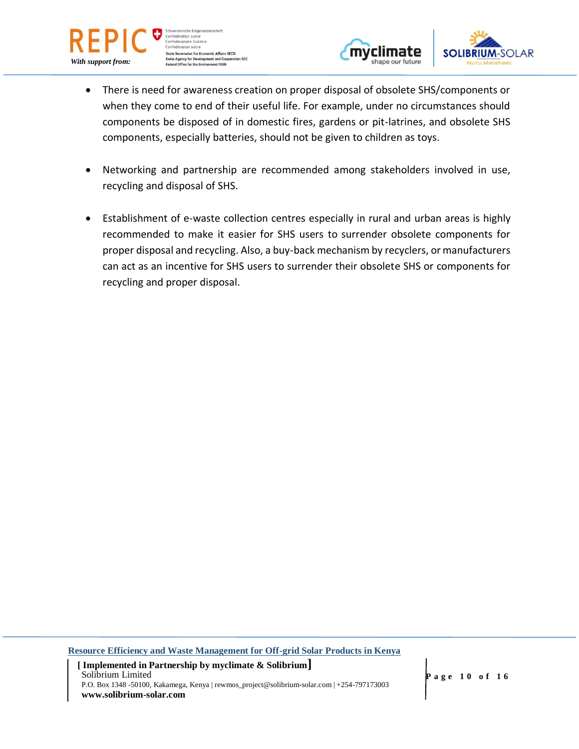- There is need for awareness creation on proper disposal of obsolete SHS/components or when they come to end of their useful life. For example, under no circumstances should components be disposed of in domestic fires, gardens or pit-latrines, and obsolete SHS components, especially batteries, should not be given to children as toys.

- Networking and partnership are recommended among stakeholders involved in use, recycling and disposal of SHS.

- Establishment of e-waste collection centres especially in rural and urban areas is highly recommended to make it easier for SHS users to surrender obsolete components for proper disposal and recycling. Also, a buy-back mechanism by recyclers, or manufacturers can act as an incentive for SHS users to surrender their obsolete SHS or components for recycling and proper disposal.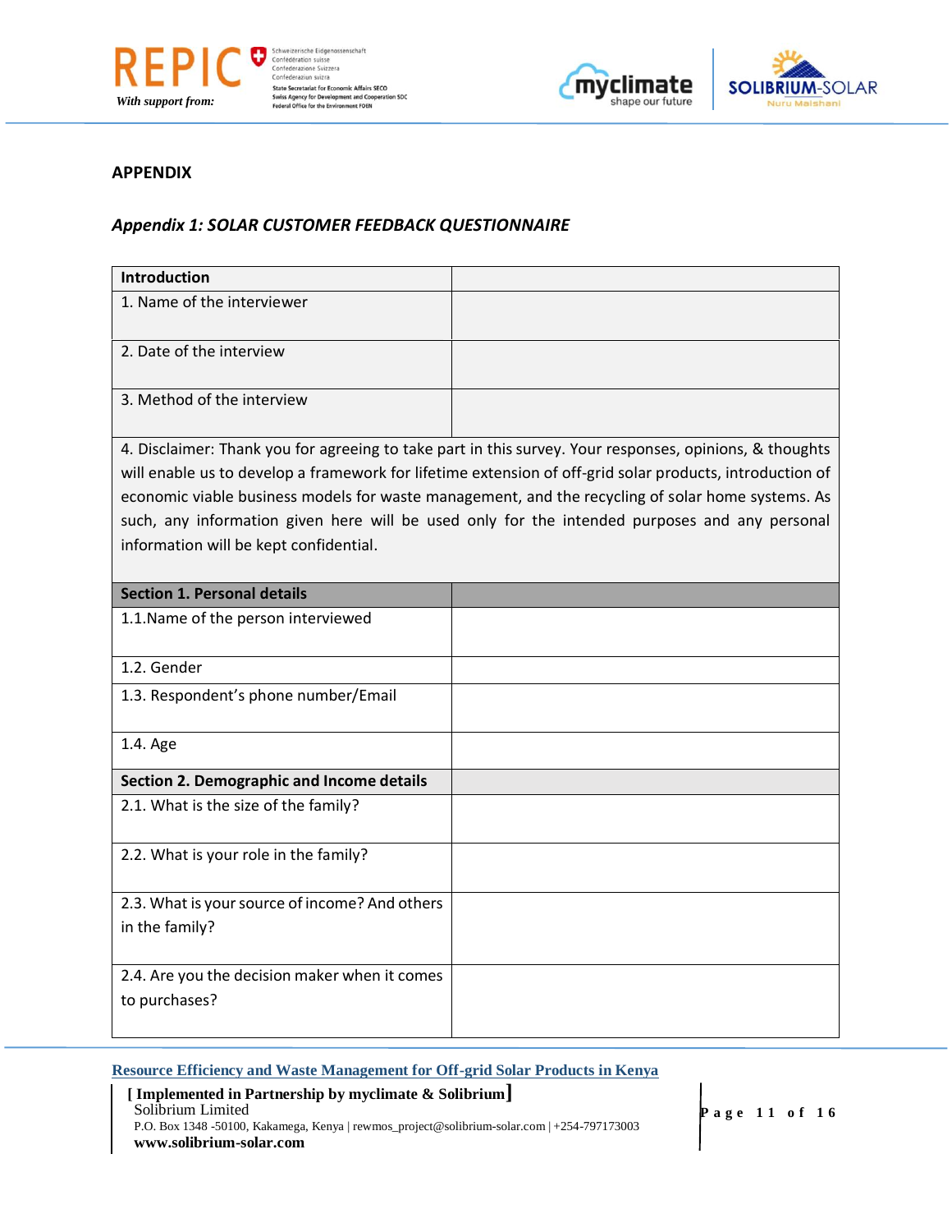## APPENDIX

### *Appendix 1: SOLAR CUSTOMER FEEDBACK QUESTIONNAIRE*

| **Introduction** | |
|---|---|
| 1. Name of the interviewer | |
| 2. Date of the interview | |
| 3. Method of the interview | |
| 4. Disclaimer: Thank you for agreeing to take part in this survey. Your responses, opinions, & thoughts will enable us to develop a framework for lifetime extension of off-grid solar products, introduction of economic viable business models for waste management, and the recycling of solar home systems. As such, any information given here will be used only for the intended purposes and any personal information will be kept confidential. | |
| **Section 1. Personal details** | |
| 1.1.Name of the person interviewed | |
| 1.2. Gender | |
| 1.3. Respondent's phone number/Email | |
| 1.4. Age | |
| **Section 2. Demographic and Income details** | |
| 2.1. What is the size of the family? | |
| 2.2. What is your role in the family? | |
| 2.3. What is your source of income? And others in the family? | |
| 2.4. Are you the decision maker when it comes to purchases? | |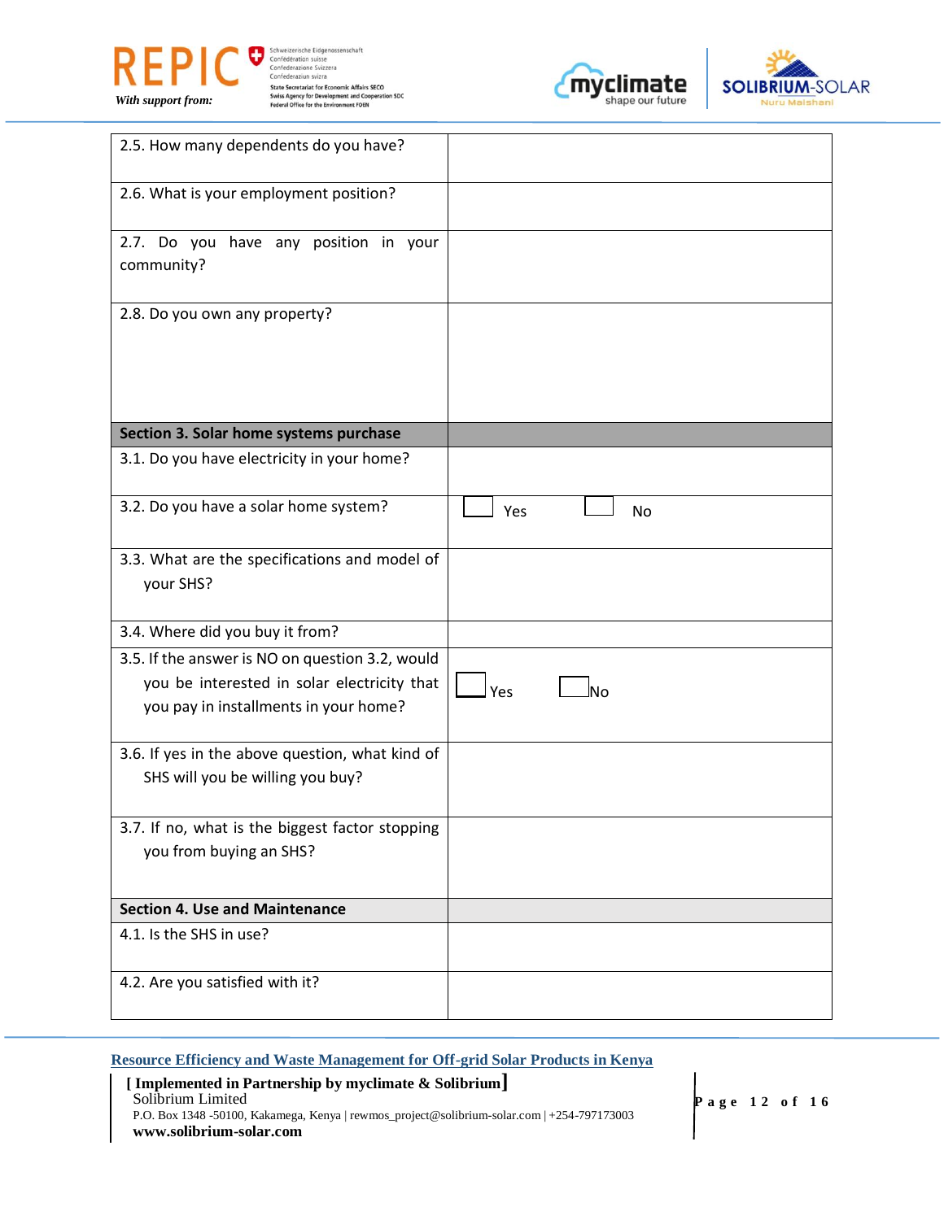| | |
|---|---|
| 2.5. How many dependents do you have? | |
| 2.6. What is your employment position? | |
| 2.7. Do you have any position in your community? | |
| 2.8. Do you own any property? | |
| **Section 3. Solar home systems purchase** | |
| 3.1. Do you have electricity in your home? | |
| 3.2. Do you have a solar home system? | ☐ Yes ☐ No |
| 3.3. What are the specifications and model of your SHS? | |
| 3.4. Where did you buy it from? | |
| 3.5. If the answer is NO on question 3.2, would you be interested in solar electricity that you pay in installments in your home? | ☐ Yes ☐ No |
| 3.6. If yes in the above question, what kind of SHS will you be willing you buy? | |
| 3.7. If no, what is the biggest factor stopping you from buying an SHS? | |
| **Section 4. Use and Maintenance** | |
| 4.1. Is the SHS in use? | |
| 4.2. Are you satisfied with it? | |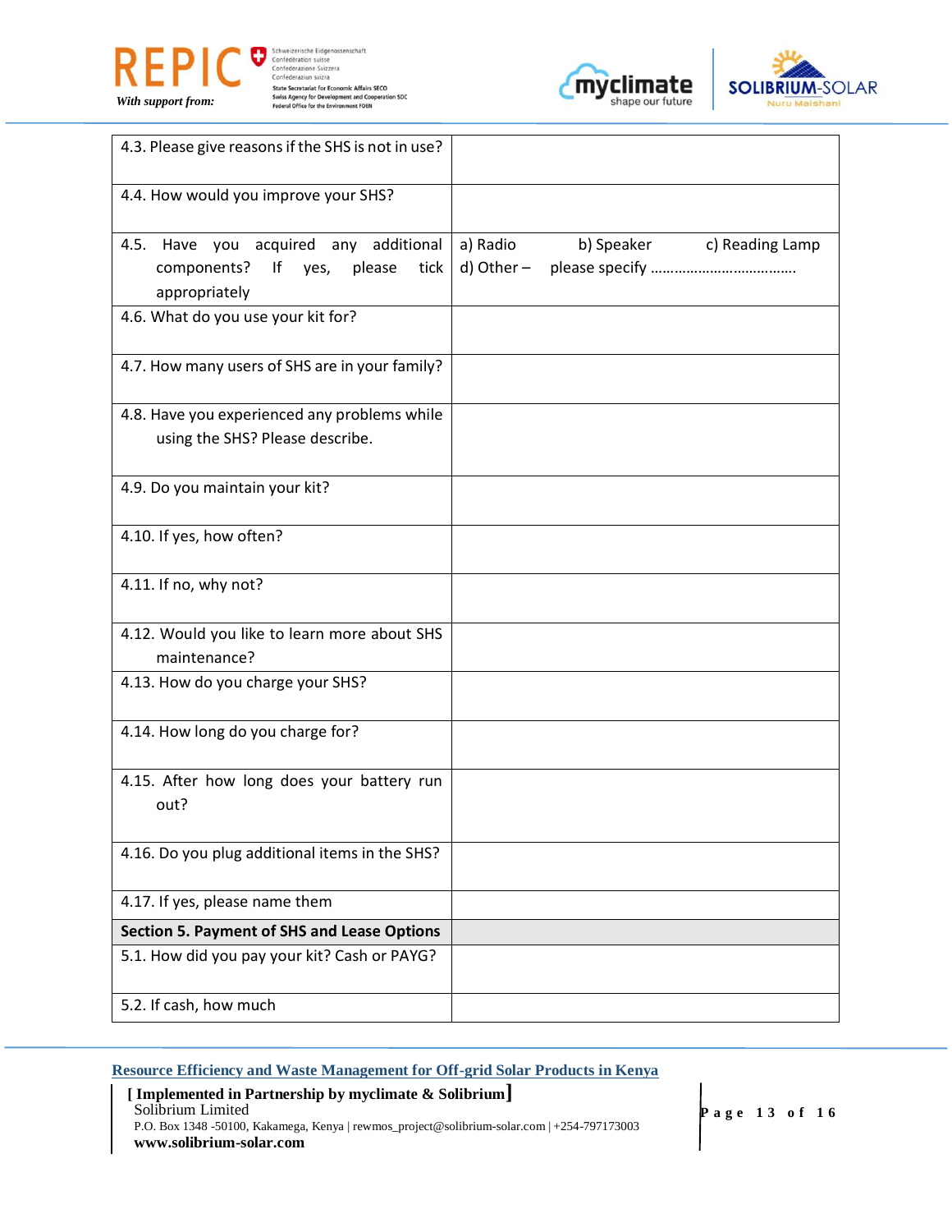| | |
|---|---|
| 4.3. Please give reasons if the SHS is not in use? | |
| 4.4. How would you improve your SHS? | |
| 4.5. Have you acquired any additional components? If yes, please tick appropriately | a) Radio b) Speaker c) Reading Lamp d) Other – please specify ………………………………. |
| 4.6. What do you use your kit for? | |
| 4.7. How many users of SHS are in your family? | |
| 4.8. Have you experienced any problems while using the SHS? Please describe. | |
| 4.9. Do you maintain your kit? | |
| 4.10. If yes, how often? | |
| 4.11. If no, why not? | |
| 4.12. Would you like to learn more about SHS maintenance? | |
| 4.13. How do you charge your SHS? | |
| 4.14. How long do you charge for? | |
| 4.15. After how long does your battery run out? | |
| 4.16. Do you plug additional items in the SHS? | |
| 4.17. If yes, please name them | |
| **Section 5. Payment of SHS and Lease Options** | |
| 5.1. How did you pay your kit? Cash or PAYG? | |
| 5.2. If cash, how much | |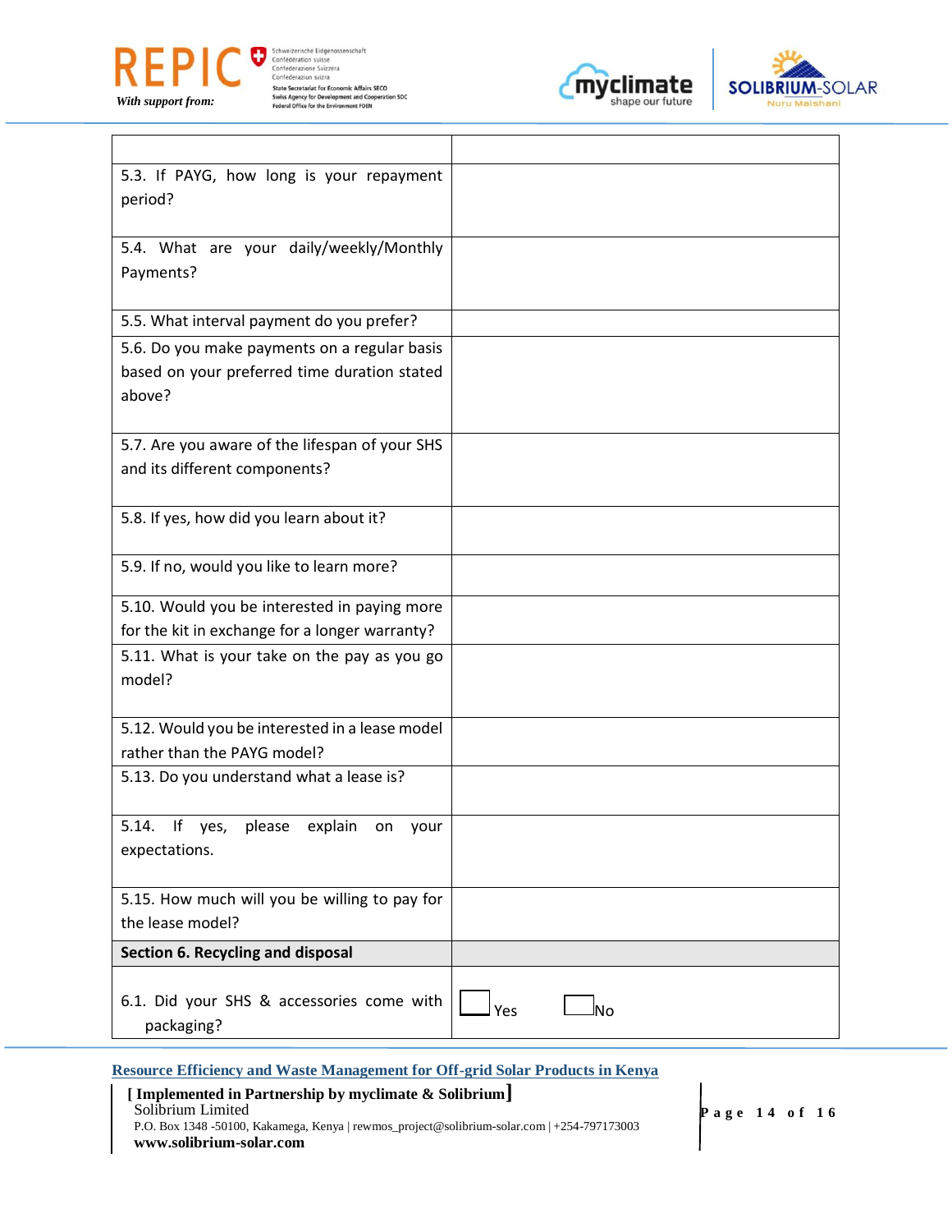| | |
|---|---|
| 5.3. If PAYG, how long is your repayment period? | |
| 5.4. What are your daily/weekly/Monthly Payments? | |
| 5.5. What interval payment do you prefer? | |
| 5.6. Do you make payments on a regular basis based on your preferred time duration stated above? | |
| 5.7. Are you aware of the lifespan of your SHS and its different components? | |
| 5.8. If yes, how did you learn about it? | |
| 5.9. If no, would you like to learn more? | |
| 5.10. Would you be interested in paying more for the kit in exchange for a longer warranty? | |
| 5.11. What is your take on the pay as you go model? | |
| 5.12. Would you be interested in a lease model rather than the PAYG model? | |
| 5.13. Do you understand what a lease is? | |
| 5.14. If yes, please explain on your expectations. | |
| 5.15. How much will you be willing to pay for the lease model? | |
| **Section 6. Recycling and disposal** | |
| 6.1. Did your SHS & accessories come with packaging? | ☐ Yes ☐ No |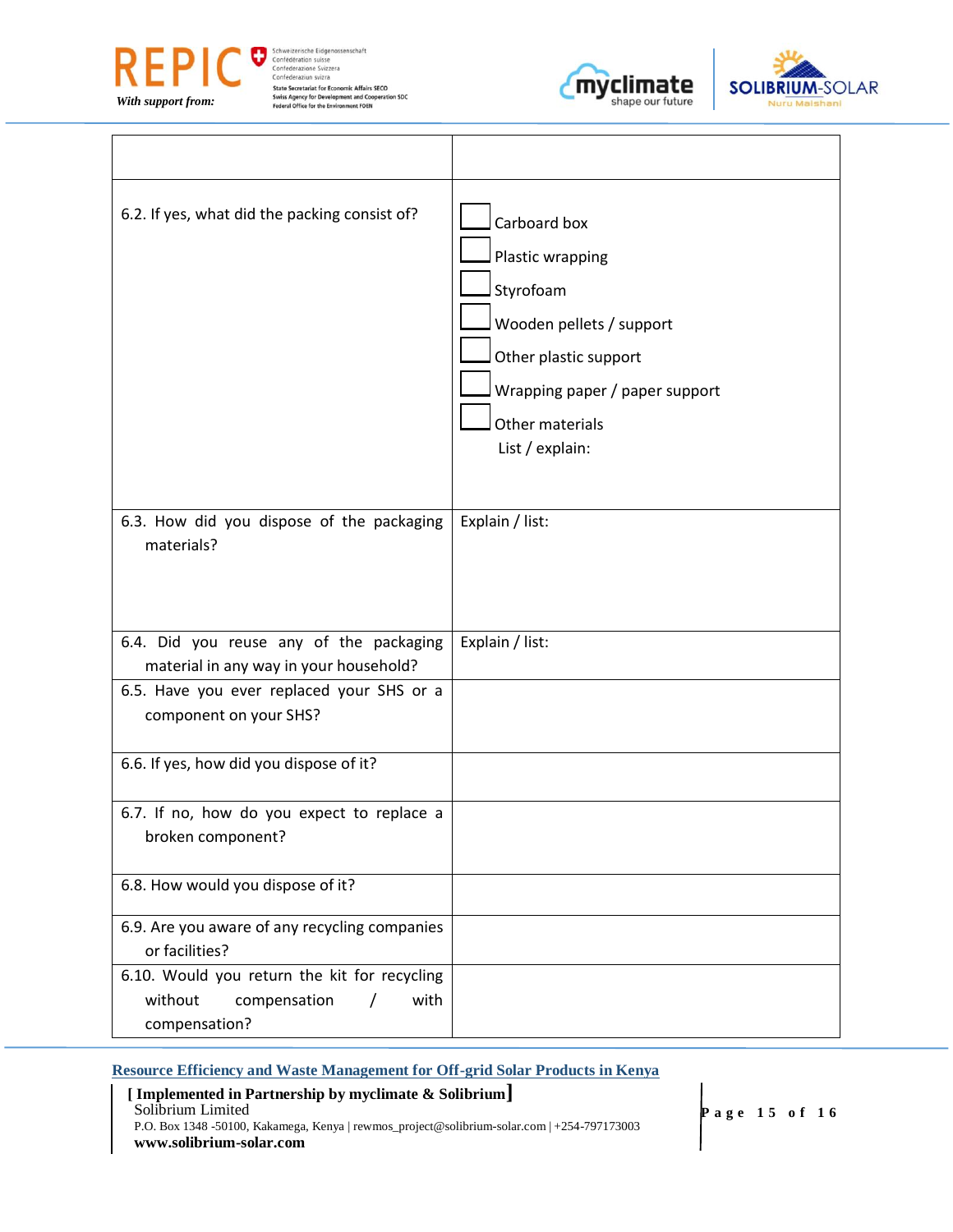| | |
|---|---|
| | |
| 6.2. If yes, what did the packing consist of? | ☐ Carboard box<br>☐ Plastic wrapping<br>☐ Styrofoam<br>☐ Wooden pellets / support<br>☐ Other plastic support<br>☐ Wrapping paper / paper support<br>☐ Other materials<br>List / explain: |
| 6.3. How did you dispose of the packaging materials? | Explain / list: |
| 6.4. Did you reuse any of the packaging material in any way in your household? | Explain / list: |
| 6.5. Have you ever replaced your SHS or a component on your SHS? | |
| 6.6. If yes, how did you dispose of it? | |
| 6.7. If no, how do you expect to replace a broken component? | |
| 6.8. How would you dispose of it? | |
| 6.9. Are you aware of any recycling companies or facilities? | |
| 6.10. Would you return the kit for recycling without compensation / with compensation? | |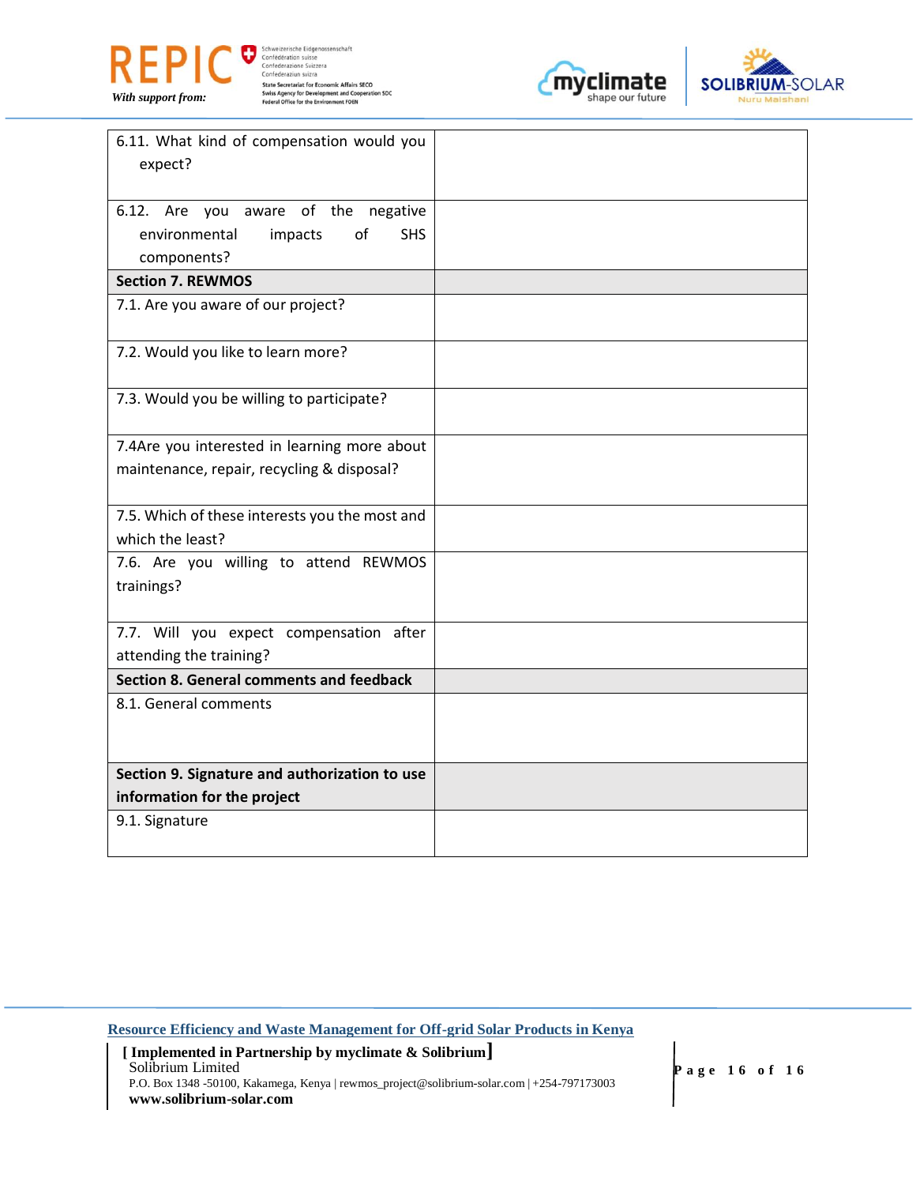| | |
|---|---|
| 6.11. What kind of compensation would you expect? | |
| 6.12. Are you aware of the negative environmental impacts of SHS components? | |
| **Section 7. REWMOS** | |
| 7.1. Are you aware of our project? | |
| 7.2. Would you like to learn more? | |
| 7.3. Would you be willing to participate? | |
| 7.4Are you interested in learning more about maintenance, repair, recycling & disposal? | |
| 7.5. Which of these interests you the most and which the least? | |
| 7.6. Are you willing to attend REWMOS trainings? | |
| 7.7. Will you expect compensation after attending the training? | |
| **Section 8. General comments and feedback** | |
| 8.1. General comments | |
| **Section 9. Signature and authorization to use information for the project** | |
| 9.1. Signature | |